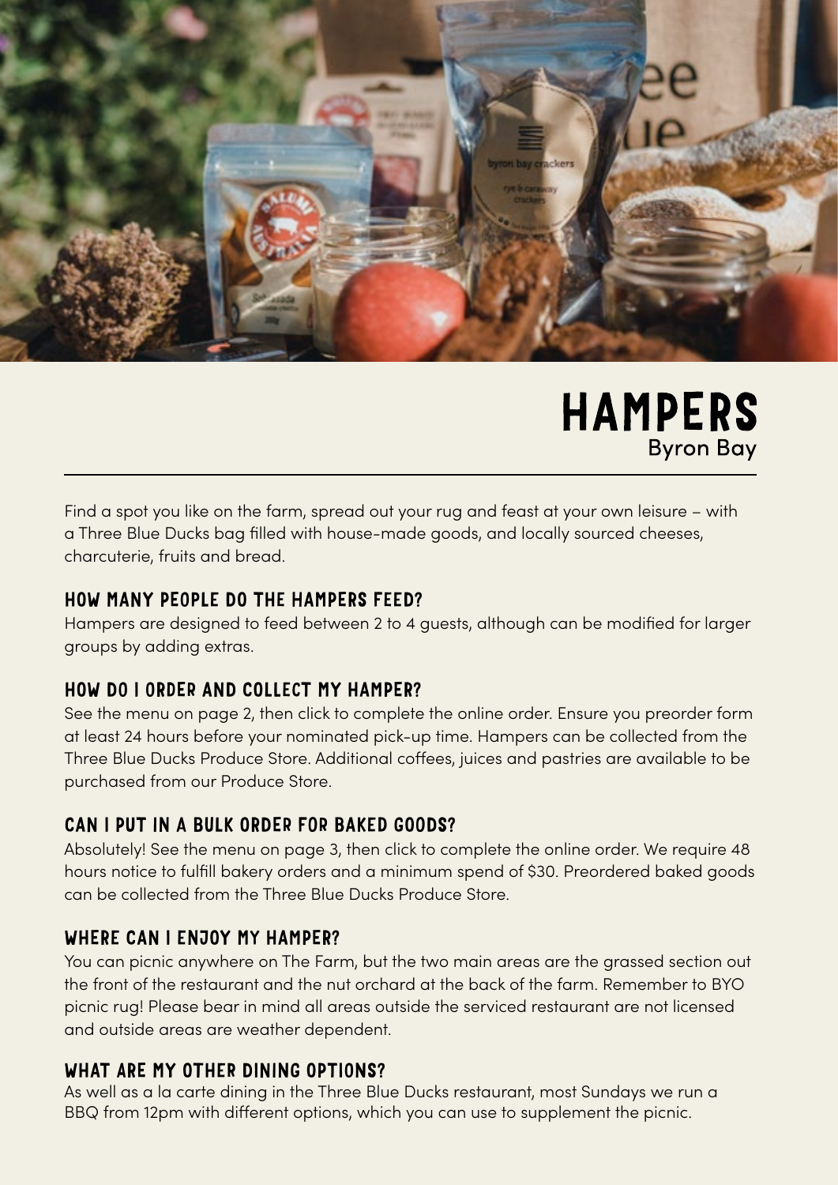# HAMPERS

Byron Bay

Find a spot you like on the farm, spread out your rug and feast at your own leisure – with a Three Blue Ducks bag filled with house-made goods, and locally sourced cheeses, charcuterie, fruits and bread.

## HOW MANY PEOPLE DO THE HAMPERS FEED?

Hampers are designed to feed between 2 to 4 guests, although can be modified for larger groups by adding extras.

## HOW DO I ORDER AND COLLECT MY HAMPER?

See the menu on page 2, then click to complete the online order. Ensure you preorder form at least 24 hours before your nominated pick-up time. Hampers can be collected from the Three Blue Ducks Produce Store. Additional coffees, juices and pastries are available to be purchased from our Produce Store.

## CAN I PUT IN A BULK ORDER FOR BAKED GOODS?

Absolutely! See the menu on page 3, then click to complete the online order. We require 48 hours notice to fulfill bakery orders and a minimum spend of $30. Preordered baked goods can be collected from the Three Blue Ducks Produce Store.

## WHERE CAN I ENJOY MY HAMPER?

You can picnic anywhere on The Farm, but the two main areas are the grassed section out the front of the restaurant and the nut orchard at the back of the farm. Remember to BYO picnic rug! Please bear in mind all areas outside the serviced restaurant are not licensed and outside areas are weather dependent.

## WHAT ARE MY OTHER DINING OPTIONS?

As well as a la carte dining in the Three Blue Ducks restaurant, most Sundays we run a BBQ from 12pm with different options, which you can use to supplement the picnic.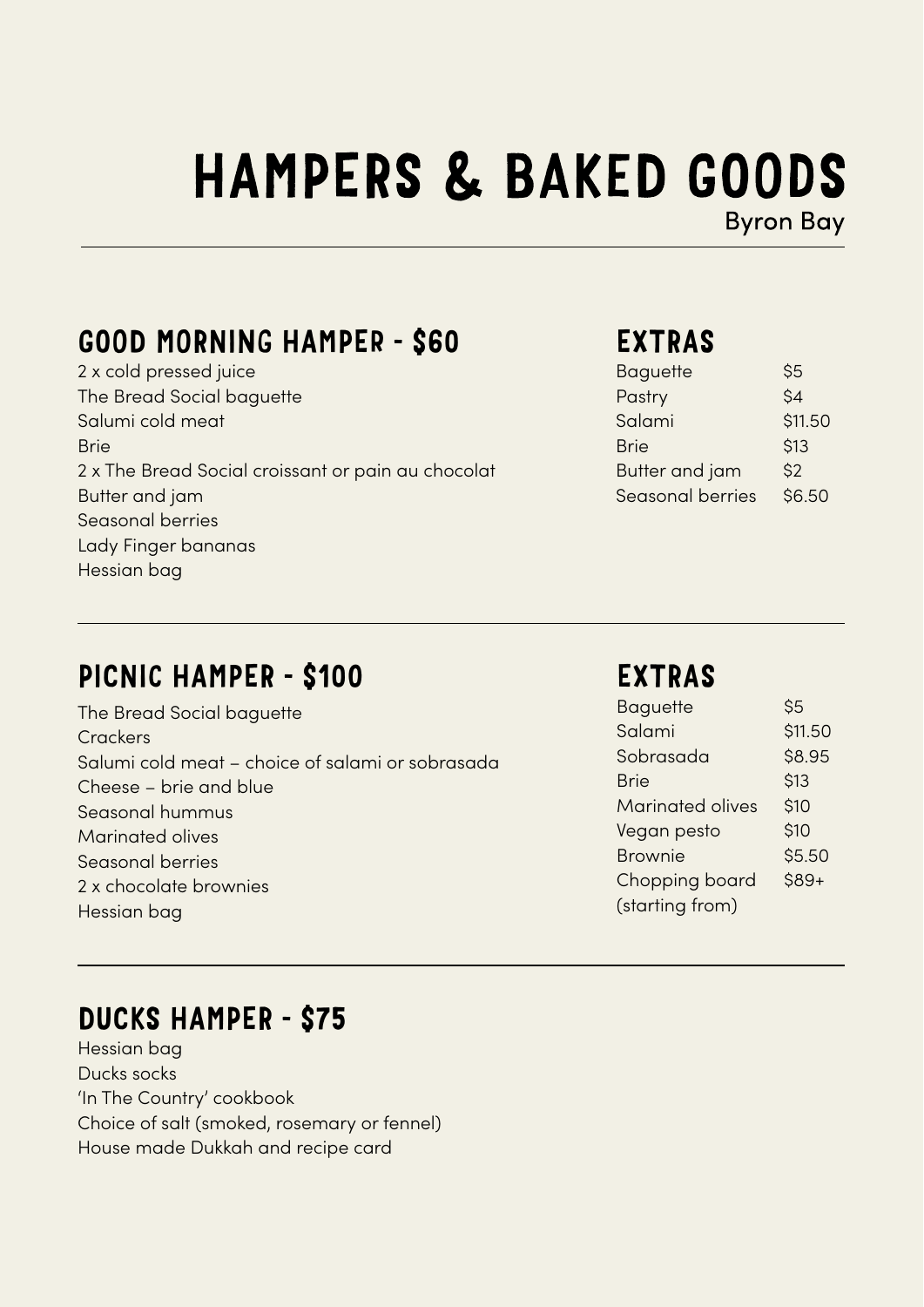# HAMPERS & BAKED GOODS

Byron Bay

## GOOD MORNING HAMPER - $60

2 x cold pressed juice
The Bread Social baguette
Salumi cold meat
Brie
2 x The Bread Social croissant or pain au chocolat
Butter and jam
Seasonal berries
Lady Finger bananas
Hessian bag

## EXTRAS

| | |
|---|---|
| Baguette | $5 |
| Pastry | $4 |
| Salami | $11.50 |
| Brie | $13 |
| Butter and jam | $2 |
| Seasonal berries | $6.50 |

## PICNIC HAMPER - $100

The Bread Social baguette
Crackers
Salumi cold meat – choice of salami or sobrasada
Cheese – brie and blue
Seasonal hummus
Marinated olives
Seasonal berries
2 x chocolate brownies
Hessian bag

## EXTRAS

| | |
|---|---|
| Baguette | $5 |
| Salami | $11.50 |
| Sobrasada | $8.95 |
| Brie | $13 |
| Marinated olives | $10 |
| Vegan pesto | $10 |
| Brownie | $5.50 |
| Chopping board (starting from) | $89+ |

## DUCKS HAMPER - $75

Hessian bag
Ducks socks
'In The Country' cookbook
Choice of salt (smoked, rosemary or fennel)
House made Dukkah and recipe card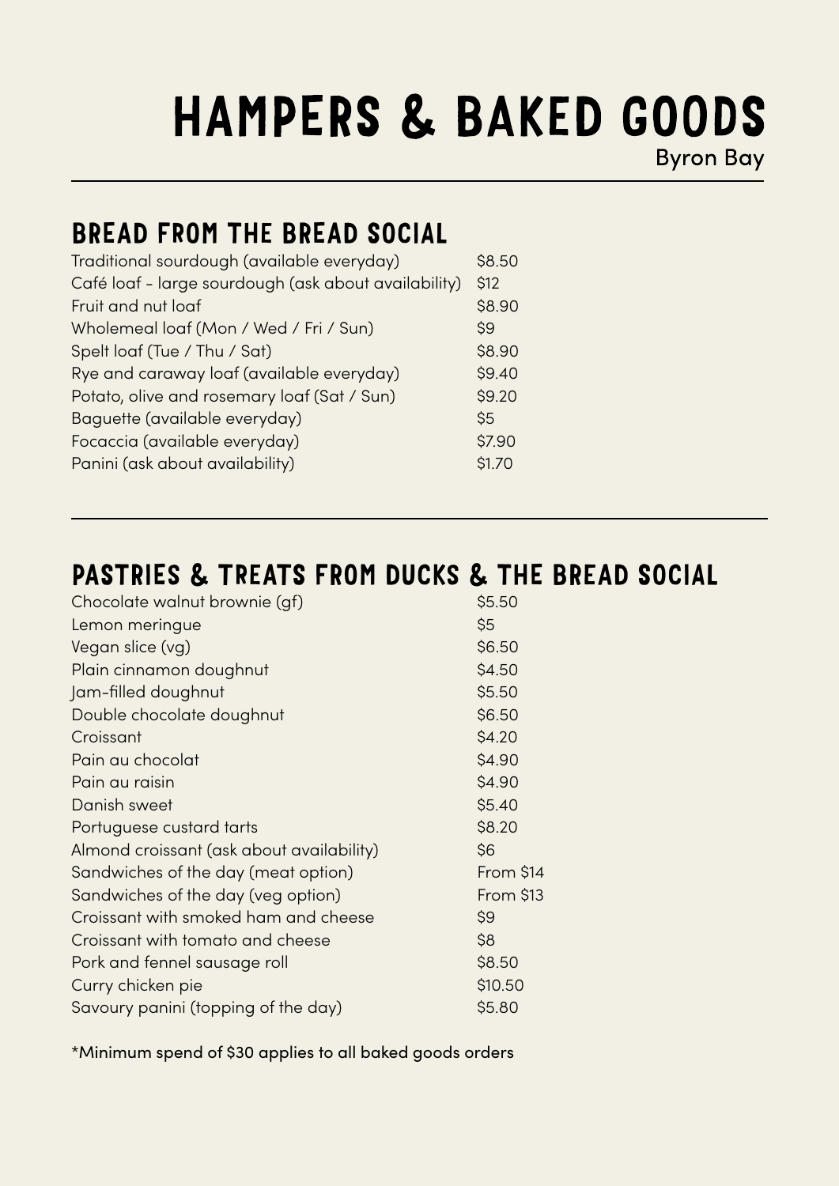# HAMPERS & BAKED GOODS

Byron Bay

## BREAD FROM THE BREAD SOCIAL

| | |
|---|---|
| Traditional sourdough (available everyday) | $8.50 |
| Café loaf - large sourdough (ask about availability) | $12 |
| Fruit and nut loaf | $8.90 |
| Wholemeal loaf (Mon / Wed / Fri / Sun) | $9 |
| Spelt loaf (Tue / Thu / Sat) | $8.90 |
| Rye and caraway loaf (available everyday) | $9.40 |
| Potato, olive and rosemary loaf (Sat / Sun) | $9.20 |
| Baguette (available everyday) | $5 |
| Focaccia (available everyday) | $7.90 |
| Panini (ask about availability) | $1.70 |

## PASTRIES & TREATS FROM DUCKS & THE BREAD SOCIAL

| | |
|---|---|
| Chocolate walnut brownie (gf) | $5.50 |
| Lemon meringue | $5 |
| Vegan slice (vg) | $6.50 |
| Plain cinnamon doughnut | $4.50 |
| Jam-filled doughnut | $5.50 |
| Double chocolate doughnut | $6.50 |
| Croissant | $4.20 |
| Pain au chocolat | $4.90 |
| Pain au raisin | $4.90 |
| Danish sweet | $5.40 |
| Portuguese custard tarts | $8.20 |
| Almond croissant (ask about availability) | $6 |
| Sandwiches of the day (meat option) | From $14 |
| Sandwiches of the day (veg option) | From $13 |
| Croissant with smoked ham and cheese | $9 |
| Croissant with tomato and cheese | $8 |
| Pork and fennel sausage roll | $8.50 |
| Curry chicken pie | $10.50 |
| Savoury panini (topping of the day) | $5.80 |

*Minimum spend of $30 applies to all baked goods orders